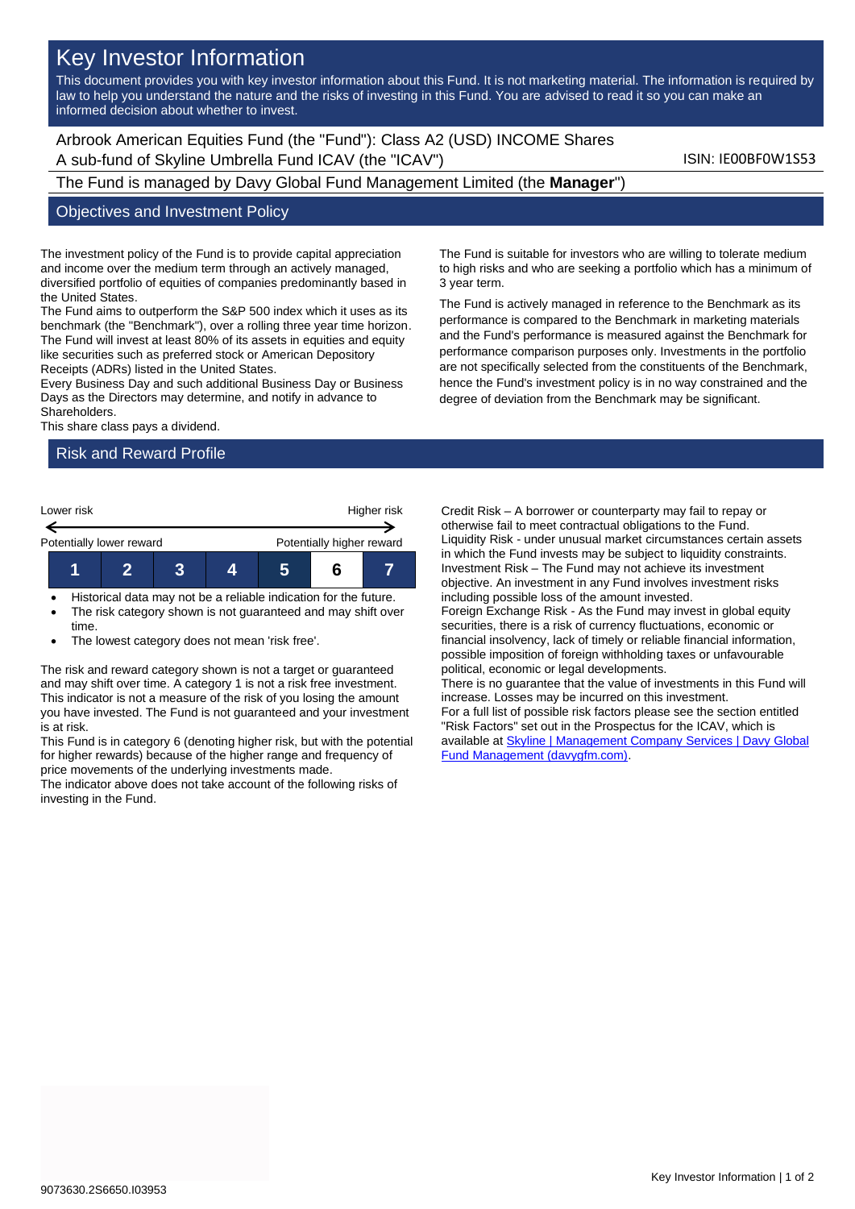# Key Investor Information

This document provides you with key investor information about this Fund. It is not marketing material. The information is required by law to help you understand the nature and the risks of investing in this Fund. You are advised to read it so you can make an informed decision about whether to invest.

Arbrook American Equities Fund (the "Fund"): Class A2 (USD) INCOME Shares
A sub-fund of Skyline Umbrella Fund ICAV (the "ICAV")

ISIN: IE00BF0W1S53

The Fund is managed by Davy Global Fund Management Limited (the **Manager**")

## Objectives and Investment Policy

The investment policy of the Fund is to provide capital appreciation and income over the medium term through an actively managed, diversified portfolio of equities of companies predominantly based in the United States.
The Fund aims to outperform the S&P 500 index which it uses as its benchmark (the "Benchmark"), over a rolling three year time horizon.
The Fund will invest at least 80% of its assets in equities and equity like securities such as preferred stock or American Depository Receipts (ADRs) listed in the United States.
Every Business Day and such additional Business Day or Business Days as the Directors may determine, and notify in advance to Shareholders.
This share class pays a dividend.

The Fund is suitable for investors who are willing to tolerate medium to high risks and who are seeking a portfolio which has a minimum of 3 year term.

The Fund is actively managed in reference to the Benchmark as its performance is compared to the Benchmark in marketing materials and the Fund's performance is measured against the Benchmark for performance comparison purposes only. Investments in the portfolio are not specifically selected from the constituents of the Benchmark, hence the Fund's investment policy is in no way constrained and the degree of deviation from the Benchmark may be significant.

## Risk and Reward Profile

| Lower risk | | | | | | Higher risk |
|---|---|---|---|---|---|---|
| Potentially lower reward | | | | | | Potentially higher reward |
| 1 | 2 | 3 | 4 | 5 | **6** | 7 |

- Historical data may not be a reliable indication for the future.
- The risk category shown is not guaranteed and may shift over time.
- The lowest category does not mean 'risk free'.

The risk and reward category shown is not a target or guaranteed and may shift over time. A category 1 is not a risk free investment.
This indicator is not a measure of the risk of you losing the amount you have invested. The Fund is not guaranteed and your investment is at risk.
This Fund is in category 6 (denoting higher risk, but with the potential for higher rewards) because of the higher range and frequency of price movements of the underlying investments made.
The indicator above does not take account of the following risks of investing in the Fund.

Credit Risk – A borrower or counterparty may fail to repay or otherwise fail to meet contractual obligations to the Fund.
Liquidity Risk - under unusual market circumstances certain assets in which the Fund invests may be subject to liquidity constraints.
Investment Risk – The Fund may not achieve its investment objective. An investment in any Fund involves investment risks including possible loss of the amount invested.
Foreign Exchange Risk - As the Fund may invest in global equity securities, there is a risk of currency fluctuations, economic or financial insolvency, lack of timely or reliable financial information, possible imposition of foreign withholding taxes or unfavourable political, economic or legal developments.
There is no guarantee that the value of investments in this Fund will increase. Losses may be incurred on this investment.
For a full list of possible risk factors please see the section entitled "Risk Factors" set out in the Prospectus for the ICAV, which is available at [Skyline | Management Company Services | Davy Global Fund Management (davygfm.com)](davygfm.com).

9073630.2S6650.I03953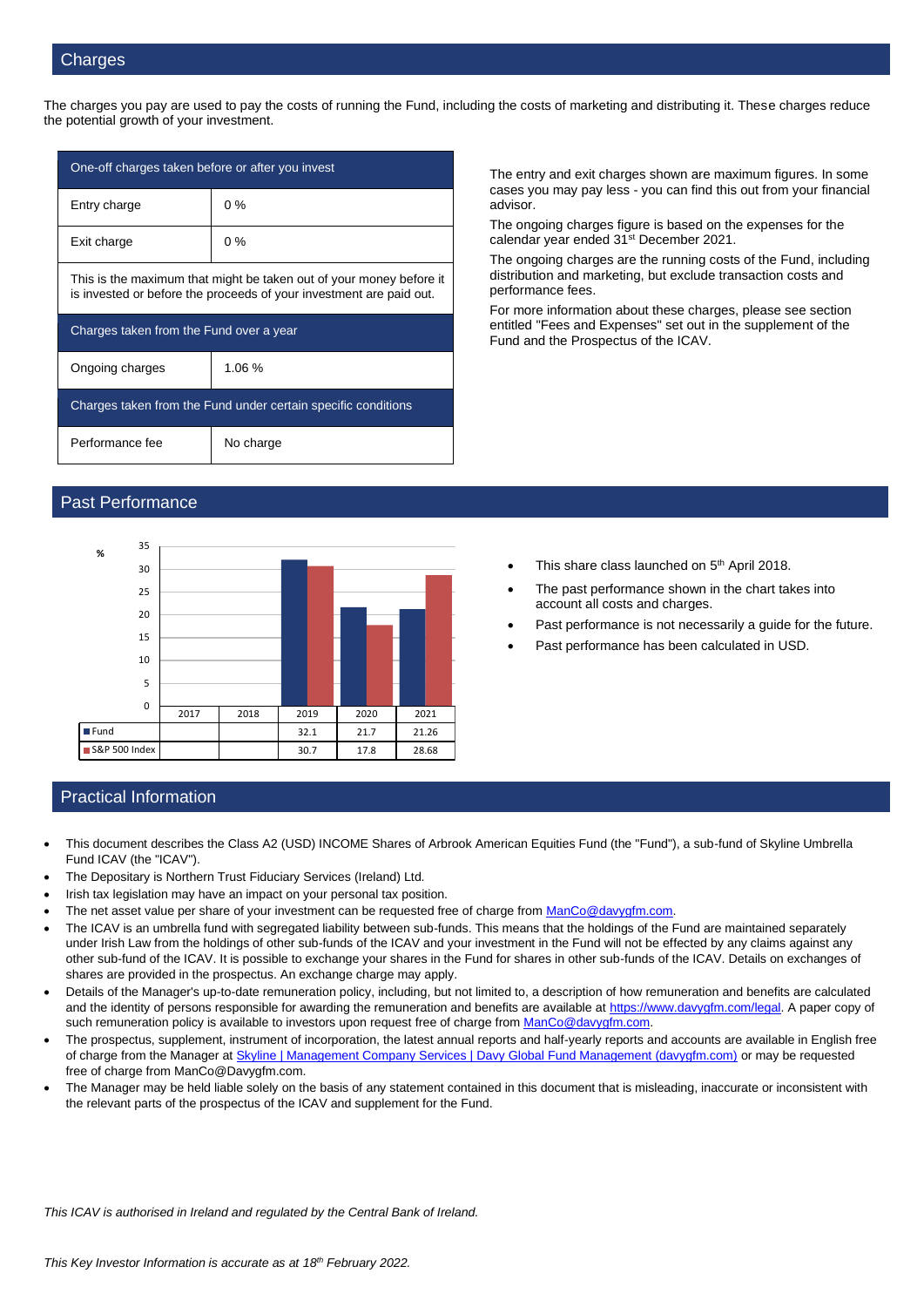## Charges

The charges you pay are used to pay the costs of running the Fund, including the costs of marketing and distributing it. These charges reduce the potential growth of your investment.

| One-off charges taken before or after you invest | |
|---|---|
| Entry charge | 0 % |
| Exit charge | 0 % |
| This is the maximum that might be taken out of your money before it is invested or before the proceeds of your investment are paid out. | |
| **Charges taken from the Fund over a year** | |
| Ongoing charges | 1.06 % |
| **Charges taken from the Fund under certain specific conditions** | |
| Performance fee | No charge |

The entry and exit charges shown are maximum figures. In some cases you may pay less - you can find this out from your financial advisor.

The ongoing charges figure is based on the expenses for the calendar year ended 31st December 2021.

The ongoing charges are the running costs of the Fund, including distribution and marketing, but exclude transaction costs and performance fees.

For more information about these charges, please see section entitled "Fees and Expenses" set out in the supplement of the Fund and the Prospectus of the ICAV.

## Past Performance

%

35
30
25
20
15
10
5
0

2017 2018 2019 2020 2021

Fund: 32.1 21.7 21.26

S&P 500 Index: 30.7 17.8 28.68

- This share class launched on 5th April 2018.
- The past performance shown in the chart takes into account all costs and charges.
- Past performance is not necessarily a guide for the future.
- Past performance has been calculated in USD.

## Practical Information

- This document describes the Class A2 (USD) INCOME Shares of Arbrook American Equities Fund (the "Fund"), a sub-fund of Skyline Umbrella Fund ICAV (the "ICAV").
- The Depositary is Northern Trust Fiduciary Services (Ireland) Ltd.
- Irish tax legislation may have an impact on your personal tax position.
- The net asset value per share of your investment can be requested free of charge from ManCo@davygfm.com.
- The ICAV is an umbrella fund with segregated liability between sub-funds. This means that the holdings of the Fund are maintained separately under Irish Law from the holdings of other sub-funds of the ICAV and your investment in the Fund will not be effected by any claims against any other sub-fund of the ICAV. It is possible to exchange your shares in the Fund for shares in other sub-funds of the ICAV. Details on exchanges of shares are provided in the prospectus. An exchange charge may apply.
- Details of the Manager's up-to-date remuneration policy, including, but not limited to, a description of how remuneration and benefits are calculated and the identity of persons responsible for awarding the remuneration and benefits are available at https://www.davygfm.com/legal. A paper copy of such remuneration policy is available to investors upon request free of charge from ManCo@davygfm.com.
- The prospectus, supplement, instrument of incorporation, the latest annual reports and half-yearly reports and accounts are available in English free of charge from the Manager at Skyline | Management Company Services | Davy Global Fund Management (davygfm.com) or may be requested free of charge from ManCo@Davygfm.com.
- The Manager may be held liable solely on the basis of any statement contained in this document that is misleading, inaccurate or inconsistent with the relevant parts of the prospectus of the ICAV and supplement for the Fund.

*This ICAV is authorised in Ireland and regulated by the Central Bank of Ireland.*

*This Key Investor Information is accurate as at 18th February 2022.*